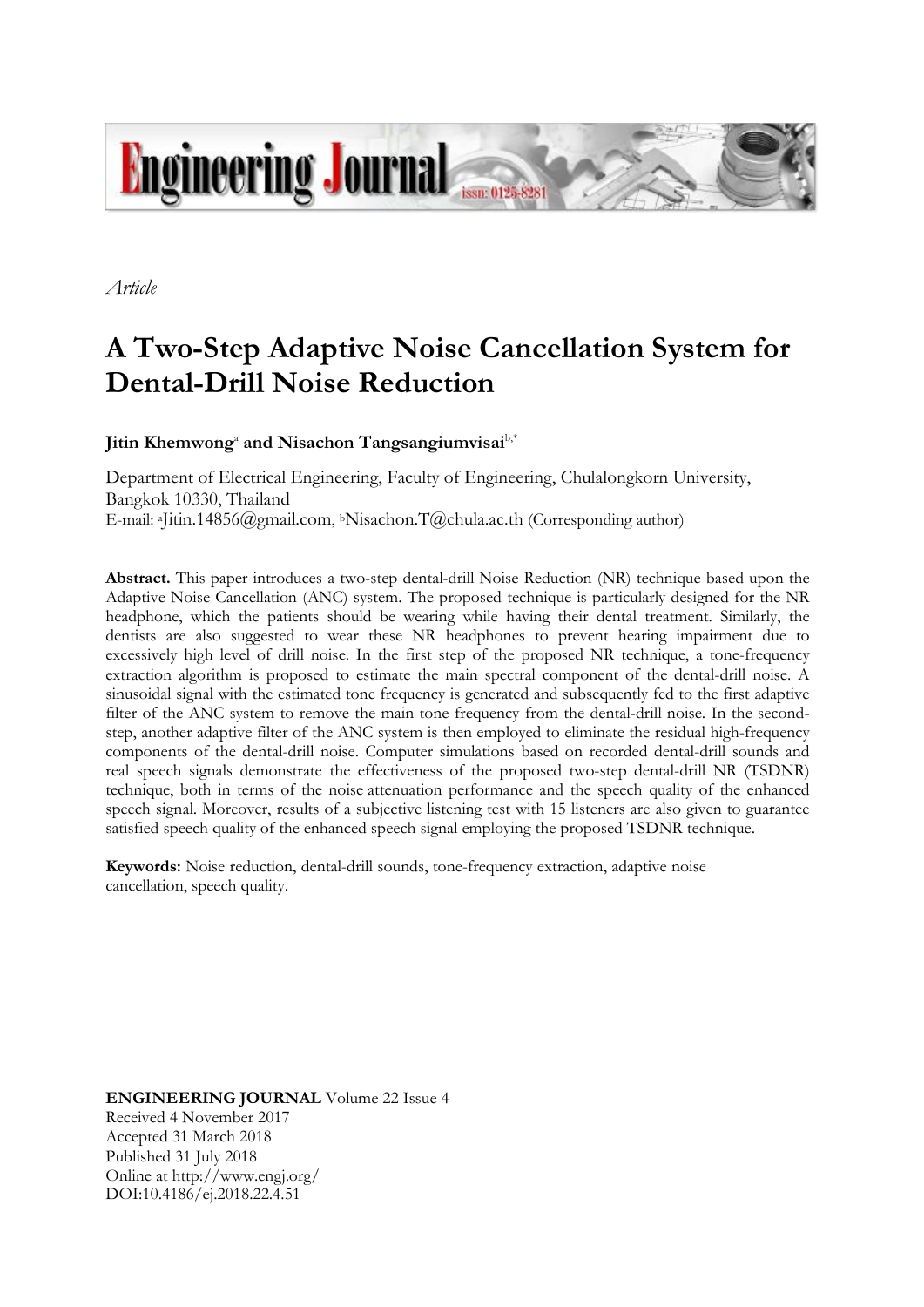*Article*

# A Two-Step Adaptive Noise Cancellation System for Dental-Drill Noise Reduction

**Jitin Khemwong**[a] **and Nisachon Tangsangiumvisai**[b,*]

Department of Electrical Engineering, Faculty of Engineering, Chulalongkorn University, Bangkok 10330, Thailand
E-mail: [a]Jitin.14856@gmail.com, [b]Nisachon.T@chula.ac.th (Corresponding author)

**Abstract.** This paper introduces a two-step dental-drill Noise Reduction (NR) technique based upon the Adaptive Noise Cancellation (ANC) system. The proposed technique is particularly designed for the NR headphone, which the patients should be wearing while having their dental treatment. Similarly, the dentists are also suggested to wear these NR headphones to prevent hearing impairment due to excessively high level of drill noise. In the first step of the proposed NR technique, a tone-frequency extraction algorithm is proposed to estimate the main spectral component of the dental-drill noise. A sinusoidal signal with the estimated tone frequency is generated and subsequently fed to the first adaptive filter of the ANC system to remove the main tone frequency from the dental-drill noise. In the second-step, another adaptive filter of the ANC system is then employed to eliminate the residual high-frequency components of the dental-drill noise. Computer simulations based on recorded dental-drill sounds and real speech signals demonstrate the effectiveness of the proposed two-step dental-drill NR (TSDNR) technique, both in terms of the noise attenuation performance and the speech quality of the enhanced speech signal. Moreover, results of a subjective listening test with 15 listeners are also given to guarantee satisfied speech quality of the enhanced speech signal employing the proposed TSDNR technique.

**Keywords:** Noise reduction, dental-drill sounds, tone-frequency extraction, adaptive noise cancellation, speech quality.

**ENGINEERING JOURNAL** Volume 22 Issue 4
Received 4 November 2017
Accepted 31 March 2018
Published 31 July 2018
Online at http://www.engj.org/
DOI:10.4186/ej.2018.22.4.51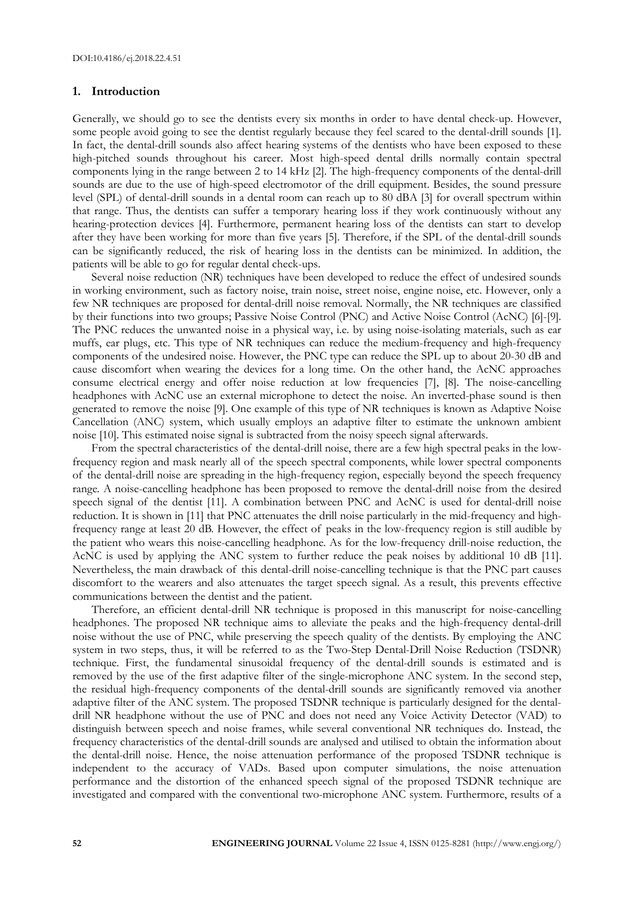## 1. Introduction

Generally, we should go to see the dentists every six months in order to have dental check-up. However, some people avoid going to see the dentist regularly because they feel scared to the dental-drill sounds [1]. In fact, the dental-drill sounds also affect hearing systems of the dentists who have been exposed to these high-pitched sounds throughout his career. Most high-speed dental drills normally contain spectral components lying in the range between 2 to 14 kHz [2]. The high-frequency components of the dental-drill sounds are due to the use of high-speed electromotor of the drill equipment. Besides, the sound pressure level (SPL) of dental-drill sounds in a dental room can reach up to 80 dBA [3] for overall spectrum within that range. Thus, the dentists can suffer a temporary hearing loss if they work continuously without any hearing-protection devices [4]. Furthermore, permanent hearing loss of the dentists can start to develop after they have been working for more than five years [5]. Therefore, if the SPL of the dental-drill sounds can be significantly reduced, the risk of hearing loss in the dentists can be minimized. In addition, the patients will be able to go for regular dental check-ups.

Several noise reduction (NR) techniques have been developed to reduce the effect of undesired sounds in working environment, such as factory noise, train noise, street noise, engine noise, etc. However, only a few NR techniques are proposed for dental-drill noise removal. Normally, the NR techniques are classified by their functions into two groups; Passive Noise Control (PNC) and Active Noise Control (AcNC) [6]-[9]. The PNC reduces the unwanted noise in a physical way, i.e. by using noise-isolating materials, such as ear muffs, ear plugs, etc. This type of NR techniques can reduce the medium-frequency and high-frequency components of the undesired noise. However, the PNC type can reduce the SPL up to about 20-30 dB and cause discomfort when wearing the devices for a long time. On the other hand, the AcNC approaches consume electrical energy and offer noise reduction at low frequencies [7], [8]. The noise-cancelling headphones with AcNC use an external microphone to detect the noise. An inverted-phase sound is then generated to remove the noise [9]. One example of this type of NR techniques is known as Adaptive Noise Cancellation (ANC) system, which usually employs an adaptive filter to estimate the unknown ambient noise [10]. This estimated noise signal is subtracted from the noisy speech signal afterwards.

From the spectral characteristics of the dental-drill noise, there are a few high spectral peaks in the low-frequency region and mask nearly all of the speech spectral components, while lower spectral components of the dental-drill noise are spreading in the high-frequency region, especially beyond the speech frequency range. A noise-cancelling headphone has been proposed to remove the dental-drill noise from the desired speech signal of the dentist [11]. A combination between PNC and AcNC is used for dental-drill noise reduction. It is shown in [11] that PNC attenuates the drill noise particularly in the mid-frequency and high-frequency range at least 20 dB. However, the effect of peaks in the low-frequency region is still audible by the patient who wears this noise-cancelling headphone. As for the low-frequency drill-noise reduction, the AcNC is used by applying the ANC system to further reduce the peak noises by additional 10 dB [11]. Nevertheless, the main drawback of this dental-drill noise-cancelling technique is that the PNC part causes discomfort to the wearers and also attenuates the target speech signal. As a result, this prevents effective communications between the dentist and the patient.

Therefore, an efficient dental-drill NR technique is proposed in this manuscript for noise-cancelling headphones. The proposed NR technique aims to alleviate the peaks and the high-frequency dental-drill noise without the use of PNC, while preserving the speech quality of the dentists. By employing the ANC system in two steps, thus, it will be referred to as the Two-Step Dental-Drill Noise Reduction (TSDNR) technique. First, the fundamental sinusoidal frequency of the dental-drill sounds is estimated and is removed by the use of the first adaptive filter of the single-microphone ANC system. In the second step, the residual high-frequency components of the dental-drill sounds are significantly removed via another adaptive filter of the ANC system. The proposed TSDNR technique is particularly designed for the dental-drill NR headphone without the use of PNC and does not need any Voice Activity Detector (VAD) to distinguish between speech and noise frames, while several conventional NR techniques do. Instead, the frequency characteristics of the dental-drill sounds are analysed and utilised to obtain the information about the dental-drill noise. Hence, the noise attenuation performance of the proposed TSDNR technique is independent to the accuracy of VADs. Based upon computer simulations, the noise attenuation performance and the distortion of the enhanced speech signal of the proposed TSDNR technique are investigated and compared with the conventional two-microphone ANC system. Furthermore, results of a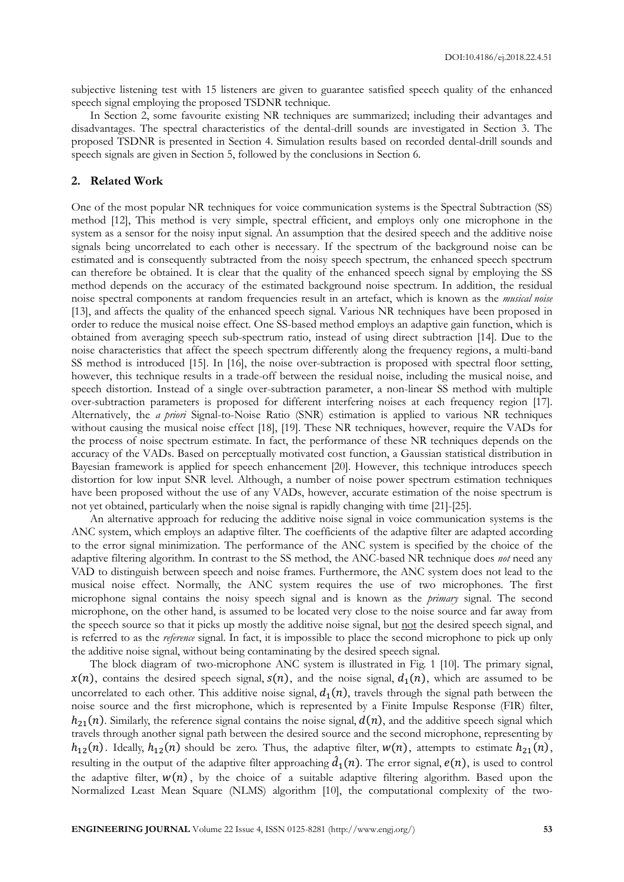subjective listening test with 15 listeners are given to guarantee satisfied speech quality of the enhanced speech signal employing the proposed TSDNR technique.

In Section 2, some favourite existing NR techniques are summarized; including their advantages and disadvantages. The spectral characteristics of the dental-drill sounds are investigated in Section 3. The proposed TSDNR is presented in Section 4. Simulation results based on recorded dental-drill sounds and speech signals are given in Section 5, followed by the conclusions in Section 6.

## 2. Related Work

One of the most popular NR techniques for voice communication systems is the Spectral Subtraction (SS) method [12], This method is very simple, spectral efficient, and employs only one microphone in the system as a sensor for the noisy input signal. An assumption that the desired speech and the additive noise signals being uncorrelated to each other is necessary. If the spectrum of the background noise can be estimated and is consequently subtracted from the noisy speech spectrum, the enhanced speech spectrum can therefore be obtained. It is clear that the quality of the enhanced speech signal by employing the SS method depends on the accuracy of the estimated background noise spectrum. In addition, the residual noise spectral components at random frequencies result in an artefact, which is known as the *musical noise* [13], and affects the quality of the enhanced speech signal. Various NR techniques have been proposed in order to reduce the musical noise effect. One SS-based method employs an adaptive gain function, which is obtained from averaging speech sub-spectrum ratio, instead of using direct subtraction [14]. Due to the noise characteristics that affect the speech spectrum differently along the frequency regions, a multi-band SS method is introduced [15]. In [16], the noise over-subtraction is proposed with spectral floor setting, however, this technique results in a trade-off between the residual noise, including the musical noise, and speech distortion. Instead of a single over-subtraction parameter, a non-linear SS method with multiple over-subtraction parameters is proposed for different interfering noises at each frequency region [17]. Alternatively, the *a priori* Signal-to-Noise Ratio (SNR) estimation is applied to various NR techniques without causing the musical noise effect [18], [19]. These NR techniques, however, require the VADs for the process of noise spectrum estimate. In fact, the performance of these NR techniques depends on the accuracy of the VADs. Based on perceptually motivated cost function, a Gaussian statistical distribution in Bayesian framework is applied for speech enhancement [20]. However, this technique introduces speech distortion for low input SNR level. Although, a number of noise power spectrum estimation techniques have been proposed without the use of any VADs, however, accurate estimation of the noise spectrum is not yet obtained, particularly when the noise signal is rapidly changing with time [21]-[25].

An alternative approach for reducing the additive noise signal in voice communication systems is the ANC system, which employs an adaptive filter. The coefficients of the adaptive filter are adapted according to the error signal minimization. The performance of the ANC system is specified by the choice of the adaptive filtering algorithm. In contrast to the SS method, the ANC-based NR technique does *not* need any VAD to distinguish between speech and noise frames. Furthermore, the ANC system does not lead to the musical noise effect. Normally, the ANC system requires the use of two microphones. The first microphone signal contains the noisy speech signal and is known as the *primary* signal. The second microphone, on the other hand, is assumed to be located very close to the noise source and far away from the speech source so that it picks up mostly the additive noise signal, but not the desired speech signal, and is referred to as the *reference* signal. In fact, it is impossible to place the second microphone to pick up only the additive noise signal, without being contaminating by the desired speech signal.

The block diagram of two-microphone ANC system is illustrated in Fig. 1 [10]. The primary signal, $x(n)$, contains the desired speech signal, $s(n)$, and the noise signal, $d_1(n)$, which are assumed to be uncorrelated to each other. This additive noise signal, $d_1(n)$, travels through the signal path between the noise source and the first microphone, which is represented by a Finite Impulse Response (FIR) filter, $h_{21}(n)$. Similarly, the reference signal contains the noise signal, $d(n)$, and the additive speech signal which travels through another signal path between the desired source and the second microphone, representing by $h_{12}(n)$. Ideally, $h_{12}(n)$ should be zero. Thus, the adaptive filter, $w(n)$, attempts to estimate $h_{21}(n)$, resulting in the output of the adaptive filter approaching $\hat{d}_1(n)$. The error signal, $e(n)$, is used to control the adaptive filter, $w(n)$, by the choice of a suitable adaptive filtering algorithm. Based upon the Normalized Least Mean Square (NLMS) algorithm [10], the computational complexity of the two-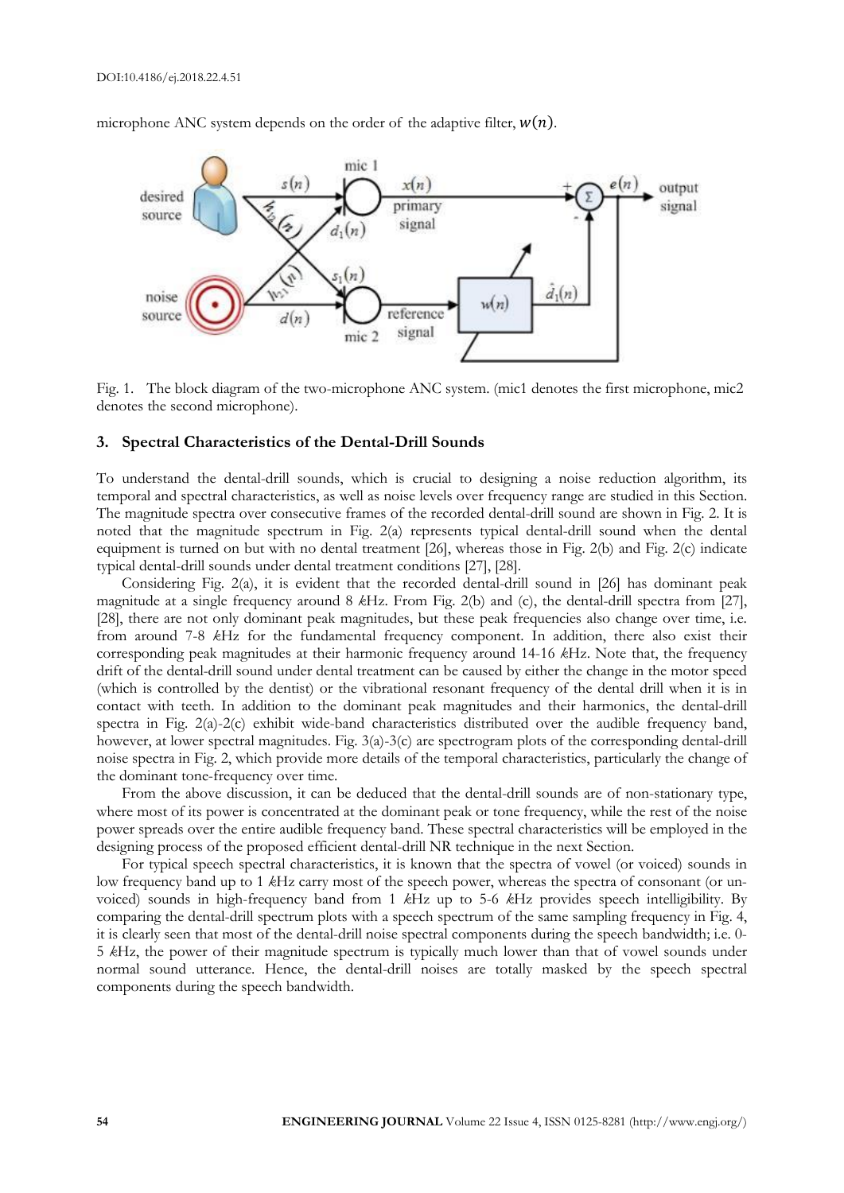microphone ANC system depends on the order of the adaptive filter, $w(n)$.

mic 1

desired source

$s(n)$

$x(n)$

primary signal

$e(n)$

output signal

$h_{12}(n)$

$d_1(n)$

$s_1(n)$

$h_{21}(n)$

noise source

$d(n)$

mic 2

reference signal

$w(n)$

$\hat{d}_1(n)$

Fig. 1. The block diagram of the two-microphone ANC system. (mic1 denotes the first microphone, mic2 denotes the second microphone).

## 3. Spectral Characteristics of the Dental-Drill Sounds

To understand the dental-drill sounds, which is crucial to designing a noise reduction algorithm, its temporal and spectral characteristics, as well as noise levels over frequency range are studied in this Section. The magnitude spectra over consecutive frames of the recorded dental-drill sound are shown in Fig. 2. It is noted that the magnitude spectrum in Fig. 2(a) represents typical dental-drill sound when the dental equipment is turned on but with no dental treatment [26], whereas those in Fig. 2(b) and Fig. 2(c) indicate typical dental-drill sounds under dental treatment conditions [27], [28].

Considering Fig. 2(a), it is evident that the recorded dental-drill sound in [26] has dominant peak magnitude at a single frequency around 8 *k*Hz. From Fig. 2(b) and (c), the dental-drill spectra from [27], [28], there are not only dominant peak magnitudes, but these peak frequencies also change over time, i.e. from around 7-8 *k*Hz for the fundamental frequency component. In addition, there also exist their corresponding peak magnitudes at their harmonic frequency around 14-16 *k*Hz. Note that, the frequency drift of the dental-drill sound under dental treatment can be caused by either the change in the motor speed (which is controlled by the dentist) or the vibrational resonant frequency of the dental drill when it is in contact with teeth. In addition to the dominant peak magnitudes and their harmonics, the dental-drill spectra in Fig. 2(a)-2(c) exhibit wide-band characteristics distributed over the audible frequency band, however, at lower spectral magnitudes. Fig. 3(a)-3(c) are spectrogram plots of the corresponding dental-drill noise spectra in Fig. 2, which provide more details of the temporal characteristics, particularly the change of the dominant tone-frequency over time.

From the above discussion, it can be deduced that the dental-drill sounds are of non-stationary type, where most of its power is concentrated at the dominant peak or tone frequency, while the rest of the noise power spreads over the entire audible frequency band. These spectral characteristics will be employed in the designing process of the proposed efficient dental-drill NR technique in the next Section.

For typical speech spectral characteristics, it is known that the spectra of vowel (or voiced) sounds in low frequency band up to 1 *k*Hz carry most of the speech power, whereas the spectra of consonant (or un-voiced) sounds in high-frequency band from 1 *k*Hz up to 5-6 *k*Hz provides speech intelligibility. By comparing the dental-drill spectrum plots with a speech spectrum of the same sampling frequency in Fig. 4, it is clearly seen that most of the dental-drill noise spectral components during the speech bandwidth; i.e. 0-5 *k*Hz, the power of their magnitude spectrum is typically much lower than that of vowel sounds under normal sound utterance. Hence, the dental-drill noises are totally masked by the speech spectral components during the speech bandwidth.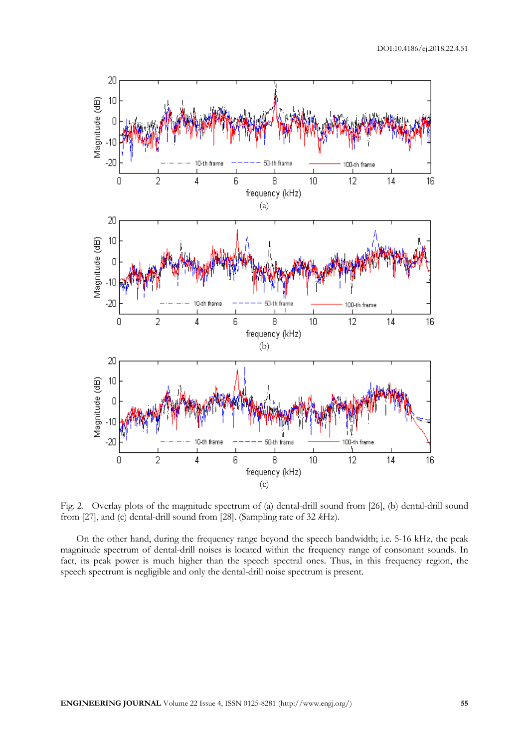Magnitude (dB)

20
10
0
-10
-20

10-th frame
50-th frame
100-th frame

0 2 4 6 8 10 12 14 16

frequency (kHz)

(a)

Magnitude (dB)

20
10
0
-10
-20

10-th frame
50-th frame
100-th frame

0 2 4 6 8 10 12 14 16

frequency (kHz)

(b)

Magnitude (dB)

20
10
0
-10
-20

10-th frame
50-th frame
100-th frame

0 2 4 6 8 10 12 14 16

frequency (kHz)

(c)

Fig. 2. Overlay plots of the magnitude spectrum of (a) dental-drill sound from [26], (b) dental-drill sound from [27], and (c) dental-drill sound from [28]. (Sampling rate of 32 *k*Hz).

On the other hand, during the frequency range beyond the speech bandwidth; i.e. 5-16 kHz, the peak magnitude spectrum of dental-drill noises is located within the frequency range of consonant sounds. In fact, its peak power is much higher than the speech spectral ones. Thus, in this frequency region, the speech spectrum is negligible and only the dental-drill noise spectrum is present.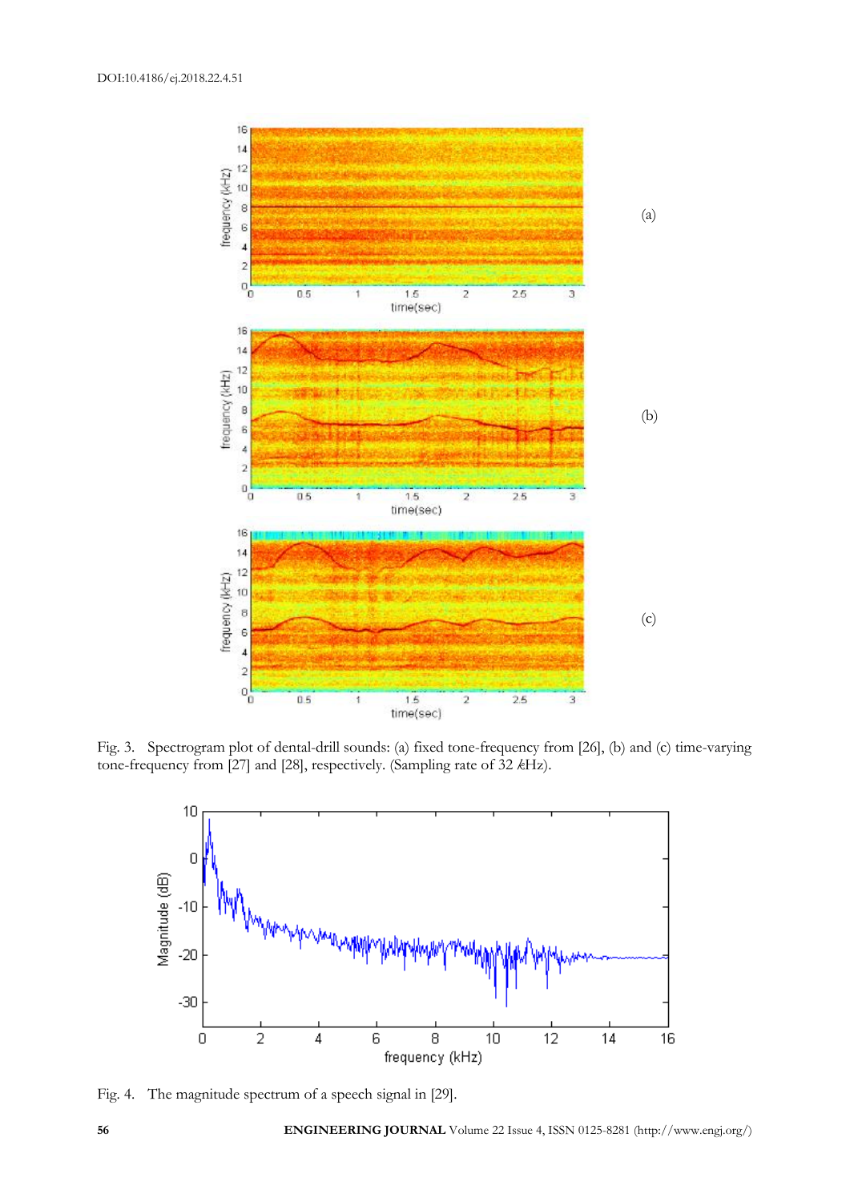frequency (kHz)

16
14
12
10
8
6
4
2
0

0 0.5 1 1.5 2 2.5 3

time(sec)

(a)

frequency (kHz)

16
14
12
10
8
6
4
2
0

0 0.5 1 1.5 2 2.5 3

time(sec)

(b)

frequency (kHz)

16
14
12
10
8
6
4
2
0

0 0.5 1 1.5 2 2.5 3

time(sec)

(c)

Fig. 3. Spectrogram plot of dental-drill sounds: (a) fixed tone-frequency from [26], (b) and (c) time-varying tone-frequency from [27] and [28], respectively. (Sampling rate of 32 kHz).

Magnitude (dB)

10
0
-10
-20
-30

0 2 4 6 8 10 12 14 16

frequency (kHz)

Fig. 4. The magnitude spectrum of a speech signal in [29].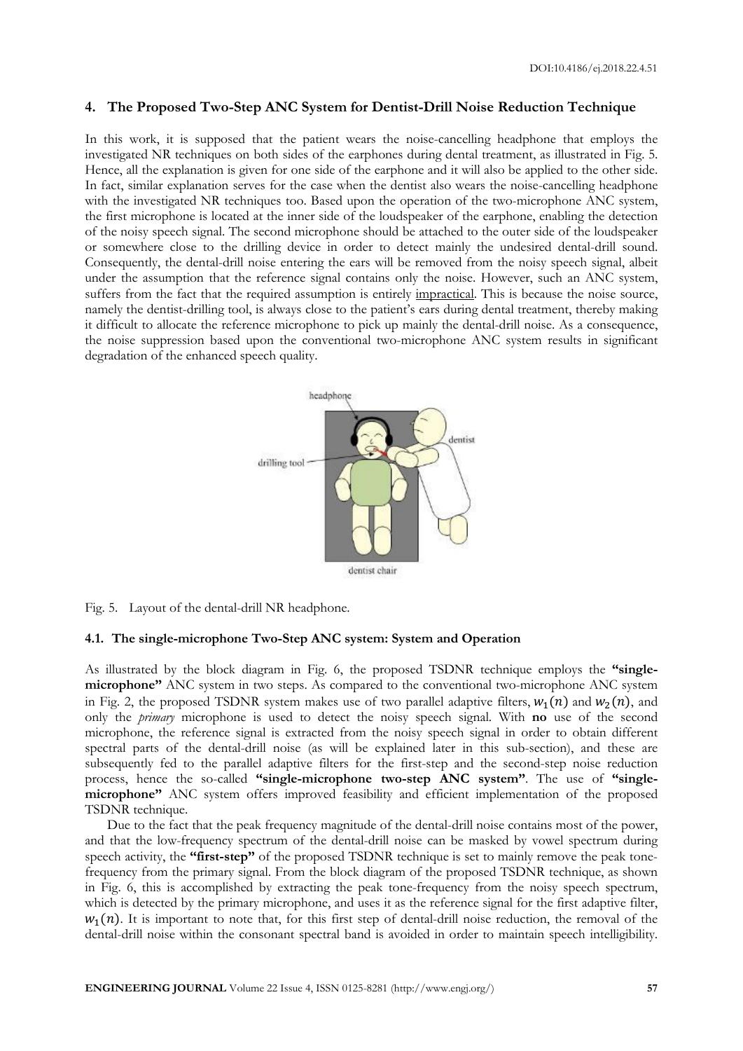## 4. The Proposed Two-Step ANC System for Dentist-Drill Noise Reduction Technique

In this work, it is supposed that the patient wears the noise-cancelling headphone that employs the investigated NR techniques on both sides of the earphones during dental treatment, as illustrated in Fig. 5. Hence, all the explanation is given for one side of the earphone and it will also be applied to the other side. In fact, similar explanation serves for the case when the dentist also wears the noise-cancelling headphone with the investigated NR techniques too. Based upon the operation of the two-microphone ANC system, the first microphone is located at the inner side of the loudspeaker of the earphone, enabling the detection of the noisy speech signal. The second microphone should be attached to the outer side of the loudspeaker or somewhere close to the drilling device in order to detect mainly the undesired dental-drill sound. Consequently, the dental-drill noise entering the ears will be removed from the noisy speech signal, albeit under the assumption that the reference signal contains only the noise. However, such an ANC system, suffers from the fact that the required assumption is entirely impractical. This is because the noise source, namely the dentist-drilling tool, is always close to the patient's ears during dental treatment, thereby making it difficult to allocate the reference microphone to pick up mainly the dental-drill noise. As a consequence, the noise suppression based upon the conventional two-microphone ANC system results in significant degradation of the enhanced speech quality.

headphone

dentist

drilling tool

dentist chair

Fig. 5. Layout of the dental-drill NR headphone.

### 4.1. The single-microphone Two-Step ANC system: System and Operation

As illustrated by the block diagram in Fig. 6, the proposed TSDNR technique employs the **"single-microphone"** ANC system in two steps. As compared to the conventional two-microphone ANC system in Fig. 2, the proposed TSDNR system makes use of two parallel adaptive filters, $w_1(n)$ and $w_2(n)$, and only the *primary* microphone is used to detect the noisy speech signal. With **no** use of the second microphone, the reference signal is extracted from the noisy speech signal in order to obtain different spectral parts of the dental-drill noise (as will be explained later in this sub-section), and these are subsequently fed to the parallel adaptive filters for the first-step and the second-step noise reduction process, hence the so-called **"single-microphone two-step ANC system"**. The use of **"single-microphone"** ANC system offers improved feasibility and efficient implementation of the proposed TSDNR technique.

Due to the fact that the peak frequency magnitude of the dental-drill noise contains most of the power, and that the low-frequency spectrum of the dental-drill noise can be masked by vowel spectrum during speech activity, the **"first-step"** of the proposed TSDNR technique is set to mainly remove the peak tone-frequency from the primary signal. From the block diagram of the proposed TSDNR technique, as shown in Fig. 6, this is accomplished by extracting the peak tone-frequency from the noisy speech spectrum, which is detected by the primary microphone, and uses it as the reference signal for the first adaptive filter, $w_1(n)$. It is important to note that, for this first step of dental-drill noise reduction, the removal of the dental-drill noise within the consonant spectral band is avoided in order to maintain speech intelligibility.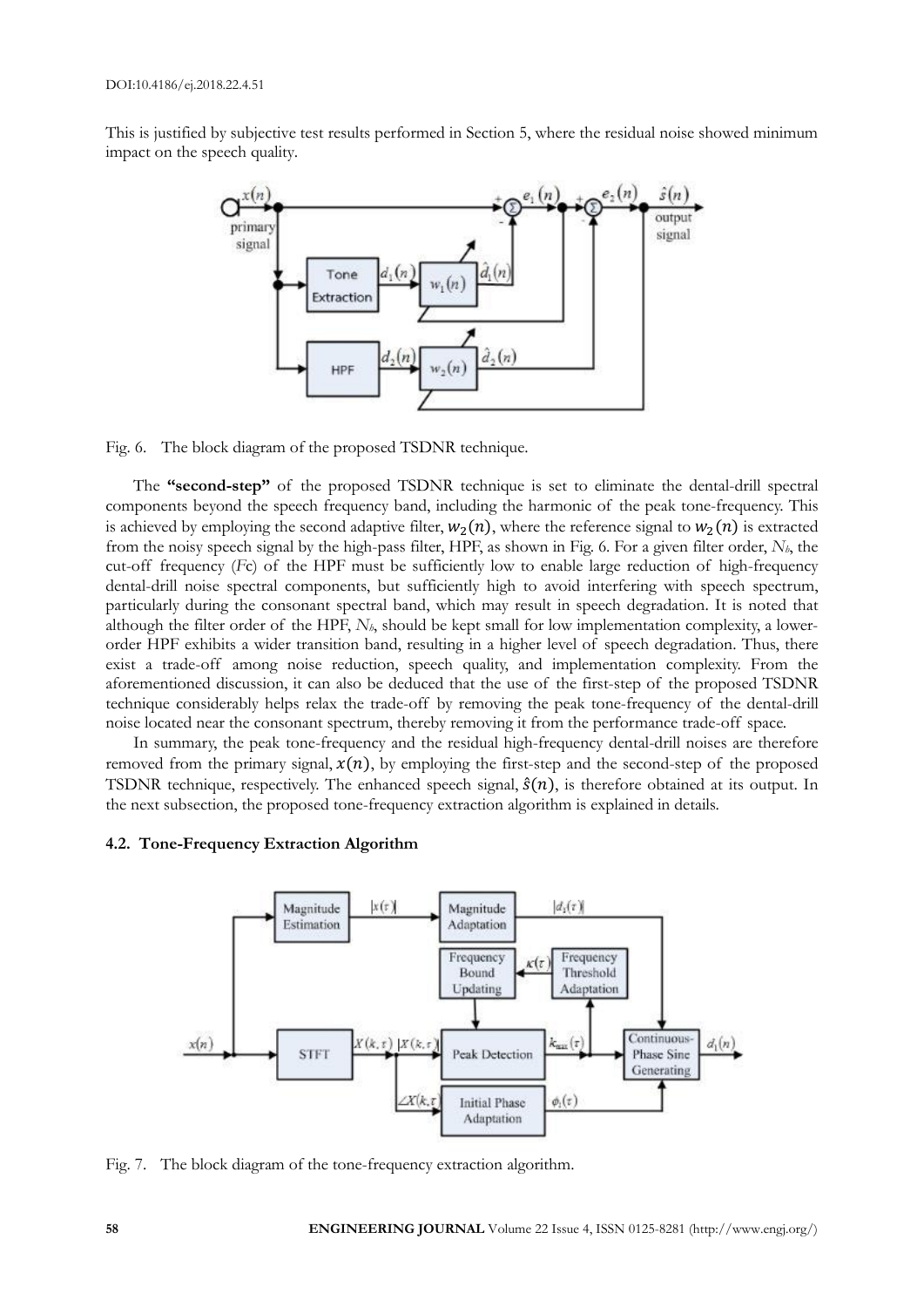This is justified by subjective test results performed in Section 5, where the residual noise showed minimum impact on the speech quality.

Fig. 6. The block diagram of the proposed TSDNR technique.

The **"second-step"** of the proposed TSDNR technique is set to eliminate the dental-drill spectral components beyond the speech frequency band, including the harmonic of the peak tone-frequency. This is achieved by employing the second adaptive filter, $w_2(n)$, where the reference signal to $w_2(n)$ is extracted from the noisy speech signal by the high-pass filter, HPF, as shown in Fig. 6. For a given filter order, $N_h$, the cut-off frequency ($Fc$) of the HPF must be sufficiently low to enable large reduction of high-frequency dental-drill noise spectral components, but sufficiently high to avoid interfering with speech spectrum, particularly during the consonant spectral band, which may result in speech degradation. It is noted that although the filter order of the HPF, $N_h$, should be kept small for low implementation complexity, a lower-order HPF exhibits a wider transition band, resulting in a higher level of speech degradation. Thus, there exist a trade-off among noise reduction, speech quality, and implementation complexity. From the aforementioned discussion, it can also be deduced that the use of the first-step of the proposed TSDNR technique considerably helps relax the trade-off by removing the peak tone-frequency of the dental-drill noise located near the consonant spectrum, thereby removing it from the performance trade-off space.

In summary, the peak tone-frequency and the residual high-frequency dental-drill noises are therefore removed from the primary signal, $x(n)$, by employing the first-step and the second-step of the proposed TSDNR technique, respectively. The enhanced speech signal, $\hat{s}(n)$, is therefore obtained at its output. In the next subsection, the proposed tone-frequency extraction algorithm is explained in details.

### 4.2. Tone-Frequency Extraction Algorithm

Fig. 7. The block diagram of the tone-frequency extraction algorithm.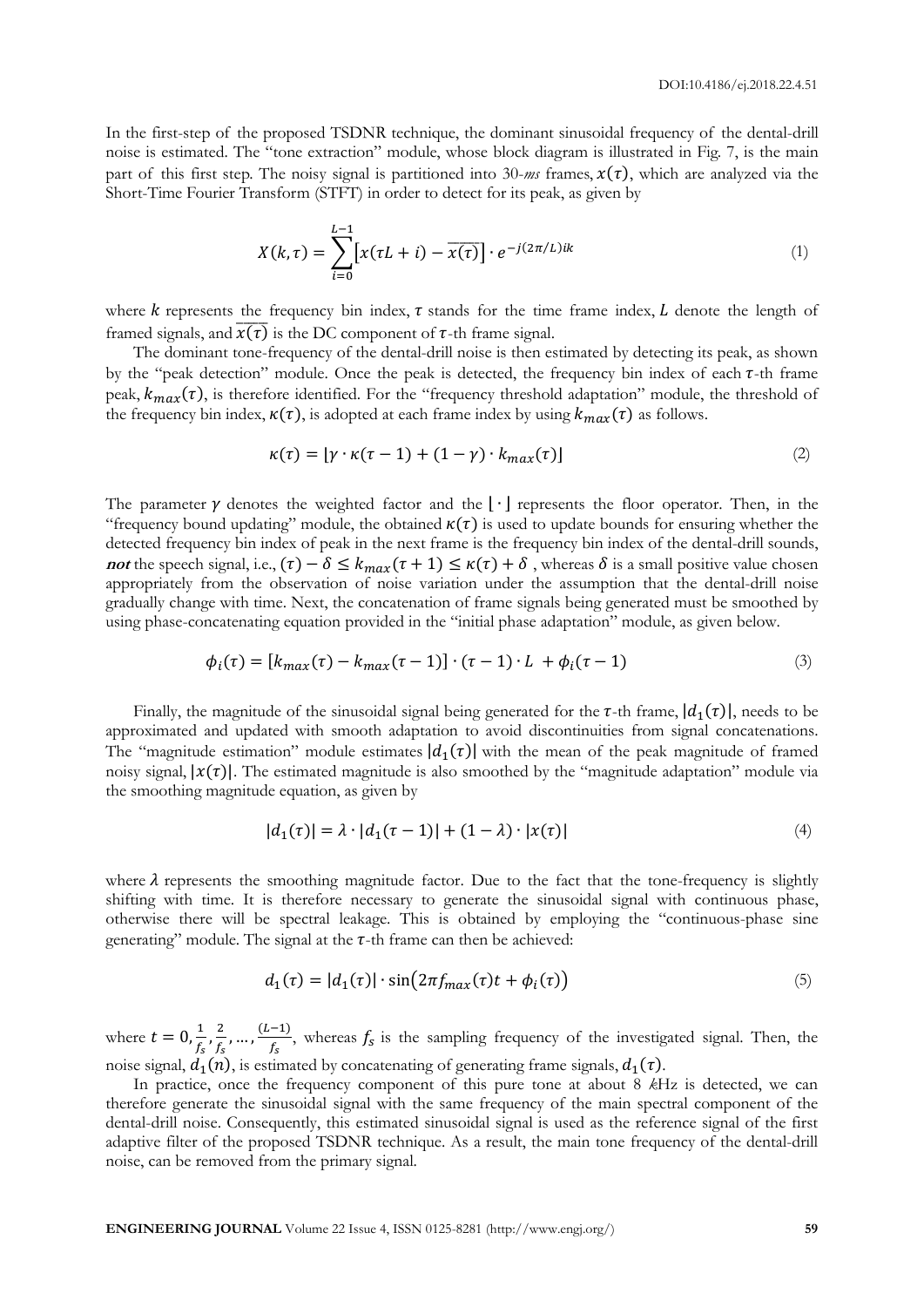In the first-step of the proposed TSDNR technique, the dominant sinusoidal frequency of the dental-drill noise is estimated. The "tone extraction" module, whose block diagram is illustrated in Fig. 7, is the main part of this first step. The noisy signal is partitioned into 30-*ms* frames, $x(\tau)$, which are analyzed via the Short-Time Fourier Transform (STFT) in order to detect for its peak, as given by

$$X(k,\tau) = \sum_{i=0}^{L-1} \left[ x(\tau L + i) - \overline{x(\tau)} \right] \cdot e^{-j(2\pi/L)ik} \tag{1}$$

where $k$ represents the frequency bin index, $\tau$ stands for the time frame index, $L$ denote the length of framed signals, and $\overline{x(\tau)}$ is the DC component of $\tau$-th frame signal.

The dominant tone-frequency of the dental-drill noise is then estimated by detecting its peak, as shown by the "peak detection" module. Once the peak is detected, the frequency bin index of each $\tau$-th frame peak, $k_{max}(\tau)$, is therefore identified. For the "frequency threshold adaptation" module, the threshold of the frequency bin index, $\kappa(\tau)$, is adopted at each frame index by using $k_{max}(\tau)$ as follows.

$$\kappa(\tau) = \lfloor \gamma \cdot \kappa(\tau - 1) + (1 - \gamma) \cdot k_{max}(\tau) \rfloor \tag{2}$$

The parameter $\gamma$ denotes the weighted factor and the $\lfloor \cdot \rfloor$ represents the floor operator. Then, in the "frequency bound updating" module, the obtained $\kappa(\tau)$ is used to update bounds for ensuring whether the detected frequency bin index of peak in the next frame is the frequency bin index of the dental-drill sounds, ***not*** the speech signal, i.e., $(\tau) - \delta \leq k_{max}(\tau + 1) \leq \kappa(\tau) + \delta$ , whereas $\delta$ is a small positive value chosen appropriately from the observation of noise variation under the assumption that the dental-drill noise gradually change with time. Next, the concatenation of frame signals being generated must be smoothed by using phase-concatenating equation provided in the "initial phase adaptation" module, as given below.

$$\phi_i(\tau) = [k_{max}(\tau) - k_{max}(\tau - 1)] \cdot (\tau - 1) \cdot L + \phi_i(\tau - 1) \tag{3}$$

Finally, the magnitude of the sinusoidal signal being generated for the $\tau$-th frame, $|d_1(\tau)|$, needs to be approximated and updated with smooth adaptation to avoid discontinuities from signal concatenations. The "magnitude estimation" module estimates $|d_1(\tau)|$ with the mean of the peak magnitude of framed noisy signal, $|x(\tau)|$. The estimated magnitude is also smoothed by the "magnitude adaptation" module via the smoothing magnitude equation, as given by

$$|d_1(\tau)| = \lambda \cdot |d_1(\tau - 1)| + (1 - \lambda) \cdot |x(\tau)| \tag{4}$$

where $\lambda$ represents the smoothing magnitude factor. Due to the fact that the tone-frequency is slightly shifting with time. It is therefore necessary to generate the sinusoidal signal with continuous phase, otherwise there will be spectral leakage. This is obtained by employing the "continuous-phase sine generating" module. The signal at the $\tau$-th frame can then be achieved:

$$d_1(\tau) = |d_1(\tau)| \cdot \sin\left(2\pi f_{max}(\tau) t + \phi_i(\tau)\right) \tag{5}$$

where $t = 0, \frac{1}{f_s}, \frac{2}{f_s}, \ldots, \frac{(L-1)}{f_s}$, whereas $f_s$ is the sampling frequency of the investigated signal. Then, the noise signal, $d_1(n)$, is estimated by concatenating of generating frame signals, $d_1(\tau)$.

In practice, once the frequency component of this pure tone at about 8 *k*Hz is detected, we can therefore generate the sinusoidal signal with the same frequency of the main spectral component of the dental-drill noise. Consequently, this estimated sinusoidal signal is used as the reference signal of the first adaptive filter of the proposed TSDNR technique. As a result, the main tone frequency of the dental-drill noise, can be removed from the primary signal.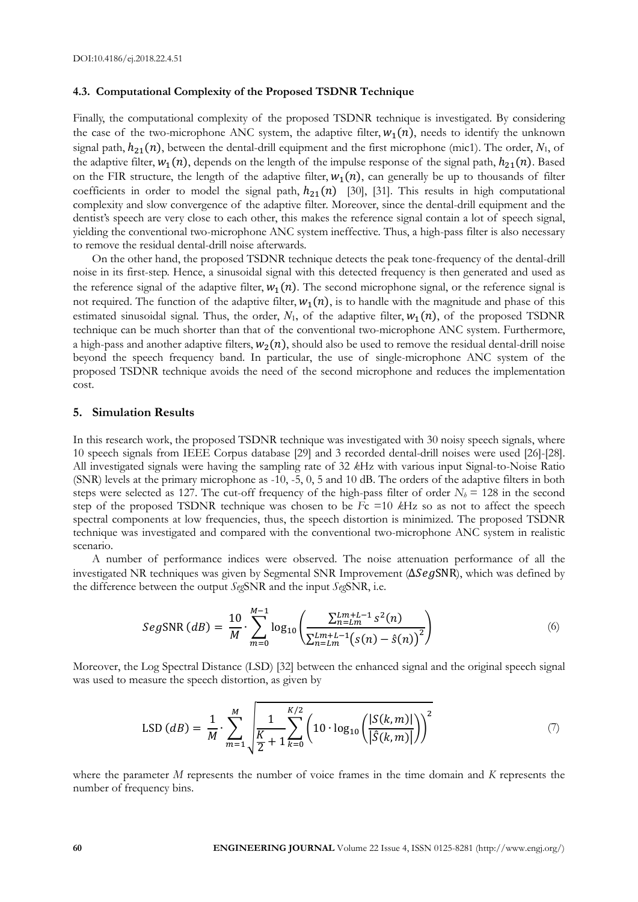### 4.3. Computational Complexity of the Proposed TSDNR Technique

Finally, the computational complexity of the proposed TSDNR technique is investigated. By considering the case of the two-microphone ANC system, the adaptive filter, $w_1(n)$, needs to identify the unknown signal path, $h_{21}(n)$, between the dental-drill equipment and the first microphone (mic1). The order, $N_1$, of the adaptive filter, $w_1(n)$, depends on the length of the impulse response of the signal path, $h_{21}(n)$. Based on the FIR structure, the length of the adaptive filter, $w_1(n)$, can generally be up to thousands of filter coefficients in order to model the signal path, $h_{21}(n)$ [30], [31]. This results in high computational complexity and slow convergence of the adaptive filter. Moreover, since the dental-drill equipment and the dentist's speech are very close to each other, this makes the reference signal contain a lot of speech signal, yielding the conventional two-microphone ANC system ineffective. Thus, a high-pass filter is also necessary to remove the residual dental-drill noise afterwards.

On the other hand, the proposed TSDNR technique detects the peak tone-frequency of the dental-drill noise in its first-step. Hence, a sinusoidal signal with this detected frequency is then generated and used as the reference signal of the adaptive filter, $w_1(n)$. The second microphone signal, or the reference signal is not required. The function of the adaptive filter, $w_1(n)$, is to handle with the magnitude and phase of this estimated sinusoidal signal. Thus, the order, $N_1$, of the adaptive filter, $w_1(n)$, of the proposed TSDNR technique can be much shorter than that of the conventional two-microphone ANC system. Furthermore, a high-pass and another adaptive filters, $w_2(n)$, should also be used to remove the residual dental-drill noise beyond the speech frequency band. In particular, the use of single-microphone ANC system of the proposed TSDNR technique avoids the need of the second microphone and reduces the implementation cost.

## 5. Simulation Results

In this research work, the proposed TSDNR technique was investigated with 30 noisy speech signals, where 10 speech signals from IEEE Corpus database [29] and 3 recorded dental-drill noises were used [26]-[28]. All investigated signals were having the sampling rate of 32 *k*Hz with various input Signal-to-Noise Ratio (SNR) levels at the primary microphone as -10, -5, 0, 5 and 10 dB. The orders of the adaptive filters in both steps were selected as 127. The cut-off frequency of the high-pass filter of order $N_h = 128$ in the second step of the proposed TSDNR technique was chosen to be $Fc = 10$ *k*Hz so as not to affect the speech spectral components at low frequencies, thus, the speech distortion is minimized. The proposed TSDNR technique was investigated and compared with the conventional two-microphone ANC system in realistic scenario.

A number of performance indices were observed. The noise attenuation performance of all the investigated NR techniques was given by Segmental SNR Improvement ($\Delta SegSNR$), which was defined by the difference between the output *Seg*SNR and the input *Seg*SNR, i.e.

$$SegSNR\,(dB) = \frac{10}{M} \cdot \sum_{m=0}^{M-1} \log_{10}\left(\frac{\sum_{n=Lm}^{Lm+L-1} s^2(n)}{\sum_{n=Lm}^{Lm+L-1}\left(s(n)-\hat{s}(n)\right)^2}\right) \tag{6}$$

Moreover, the Log Spectral Distance (LSD) [32] between the enhanced signal and the original speech signal was used to measure the speech distortion, as given by

$$\text{LSD}\,(dB) = \frac{1}{M} \cdot \sum_{m=1}^{M} \sqrt{\frac{1}{\frac{K}{2}+1} \sum_{k=0}^{K/2} \left(10 \cdot \log_{10}\left(\frac{|S(k,m)|}{|\hat{S}(k,m)|}\right)\right)^2} \tag{7}$$

where the parameter $M$ represents the number of voice frames in the time domain and $K$ represents the number of frequency bins.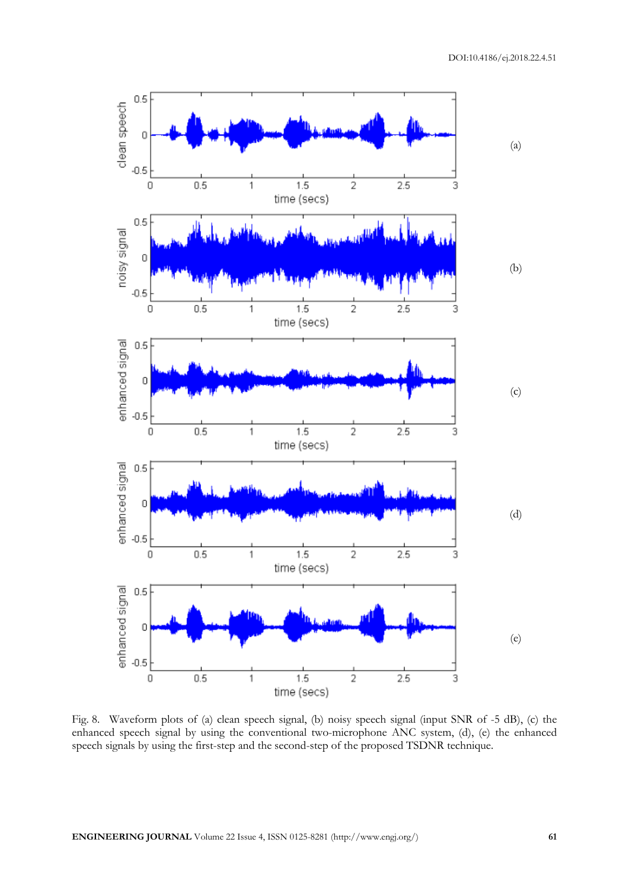0.5
clean speech
0
-0.5
0 0.5 1 1.5 2 2.5 3
time (secs)

(a)

0.5
noisy signal
0
-0.5
0 0.5 1 1.5 2 2.5 3
time (secs)

(b)

0.5
enhanced signal
0
-0.5
0 0.5 1 1.5 2 2.5 3
time (secs)

(c)

0.5
enhanced signal
0
-0.5
0 0.5 1 1.5 2 2.5 3
time (secs)

(d)

0.5
enhanced signal
0
-0.5
0 0.5 1 1.5 2 2.5 3
time (secs)

(e)

Fig. 8. Waveform plots of (a) clean speech signal, (b) noisy speech signal (input SNR of -5 dB), (c) the enhanced speech signal by using the conventional two-microphone ANC system, (d), (e) the enhanced speech signals by using the first-step and the second-step of the proposed TSDNR technique.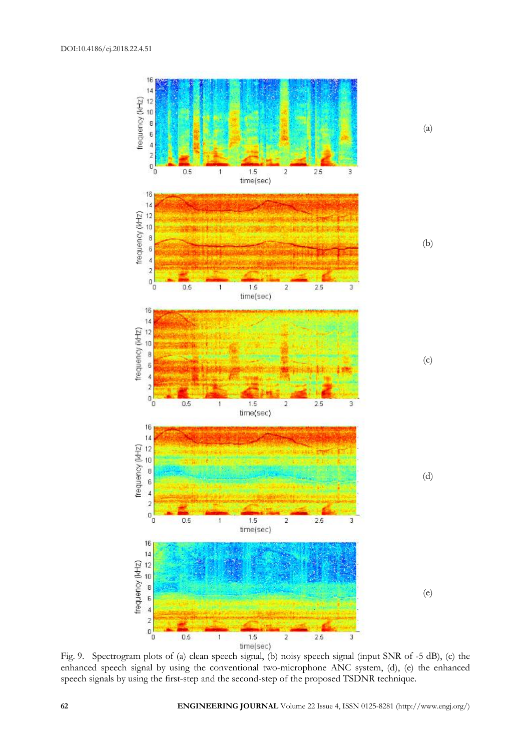(a)

frequency (kHz)
16
14
12
10
8
6
4
2
0
0 0.5 1 1.5 2 2.5 3
time(sec)

(b)

frequency (kHz)
16
14
12
10
8
6
4
2
0
0 0.5 1 1.5 2 2.5 3
time(sec)

(c)

frequency (kHz)
16
14
12
10
8
6
4
2
0
0 0.5 1 1.5 2 2.5 3
time(sec)

(d)

frequency (kHz)
16
14
12
10
8
6
4
2
0
0 0.5 1 1.5 2 2.5 3
time(sec)

(e)

frequency (kHz)
16
14
12
10
8
6
4
2
0
0 0.5 1 1.5 2 2.5 3
time(sec)

Fig. 9. Spectrogram plots of (a) clean speech signal, (b) noisy speech signal (input SNR of -5 dB), (c) the enhanced speech signal by using the conventional two-microphone ANC system, (d), (e) the enhanced speech signals by using the first-step and the second-step of the proposed TSDNR technique.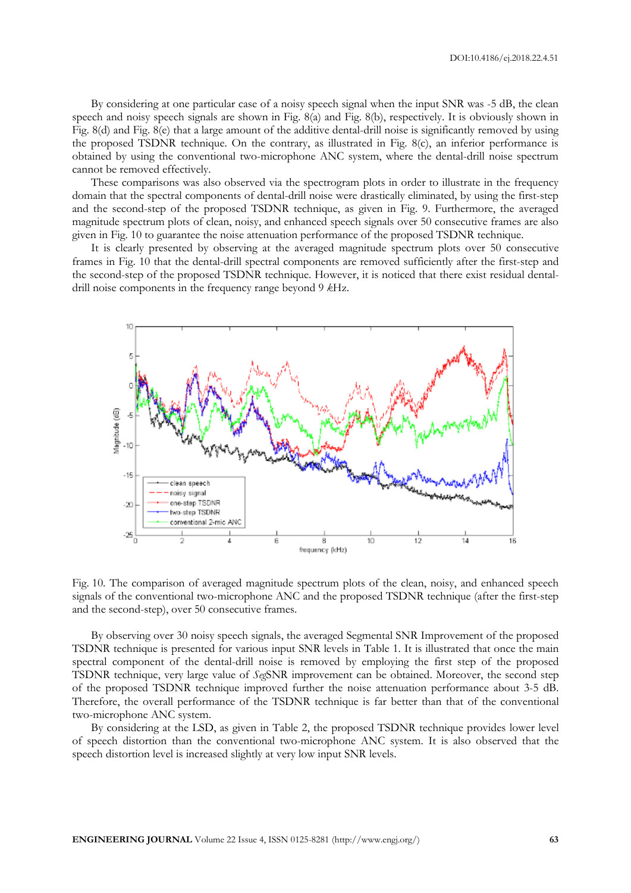By considering at one particular case of a noisy speech signal when the input SNR was -5 dB, the clean speech and noisy speech signals are shown in Fig. 8(a) and Fig. 8(b), respectively. It is obviously shown in Fig. 8(d) and Fig. 8(e) that a large amount of the additive dental-drill noise is significantly removed by using the proposed TSDNR technique. On the contrary, as illustrated in Fig. 8(c), an inferior performance is obtained by using the conventional two-microphone ANC system, where the dental-drill noise spectrum cannot be removed effectively.

These comparisons was also observed via the spectrogram plots in order to illustrate in the frequency domain that the spectral components of dental-drill noise were drastically eliminated, by using the first-step and the second-step of the proposed TSDNR technique, as given in Fig. 9. Furthermore, the averaged magnitude spectrum plots of clean, noisy, and enhanced speech signals over 50 consecutive frames are also given in Fig. 10 to guarantee the noise attenuation performance of the proposed TSDNR technique.

It is clearly presented by observing at the averaged magnitude spectrum plots over 50 consecutive frames in Fig. 10 that the dental-drill spectral components are removed sufficiently after the first-step and the second-step of the proposed TSDNR technique. However, it is noticed that there exist residual dental-drill noise components in the frequency range beyond 9 *k*Hz.

Magnitude (dB)
10
5
0
-5
-10
-15
-20
-25
0
2
4
6
8
10
12
14
16
frequency (kHz)
clean speech
noisy signal
one-step TSDNR
two-step TSDNR
conventional 2-mic ANC

Fig. 10. The comparison of averaged magnitude spectrum plots of the clean, noisy, and enhanced speech signals of the conventional two-microphone ANC and the proposed TSDNR technique (after the first-step and the second-step), over 50 consecutive frames.

By observing over 30 noisy speech signals, the averaged Segmental SNR Improvement of the proposed TSDNR technique is presented for various input SNR levels in Table 1. It is illustrated that once the main spectral component of the dental-drill noise is removed by employing the first step of the proposed TSDNR technique, very large value of *Seg*SNR improvement can be obtained. Moreover, the second step of the proposed TSDNR technique improved further the noise attenuation performance about 3-5 dB. Therefore, the overall performance of the TSDNR technique is far better than that of the conventional two-microphone ANC system.

By considering at the LSD, as given in Table 2, the proposed TSDNR technique provides lower level of speech distortion than the conventional two-microphone ANC system. It is also observed that the speech distortion level is increased slightly at very low input SNR levels.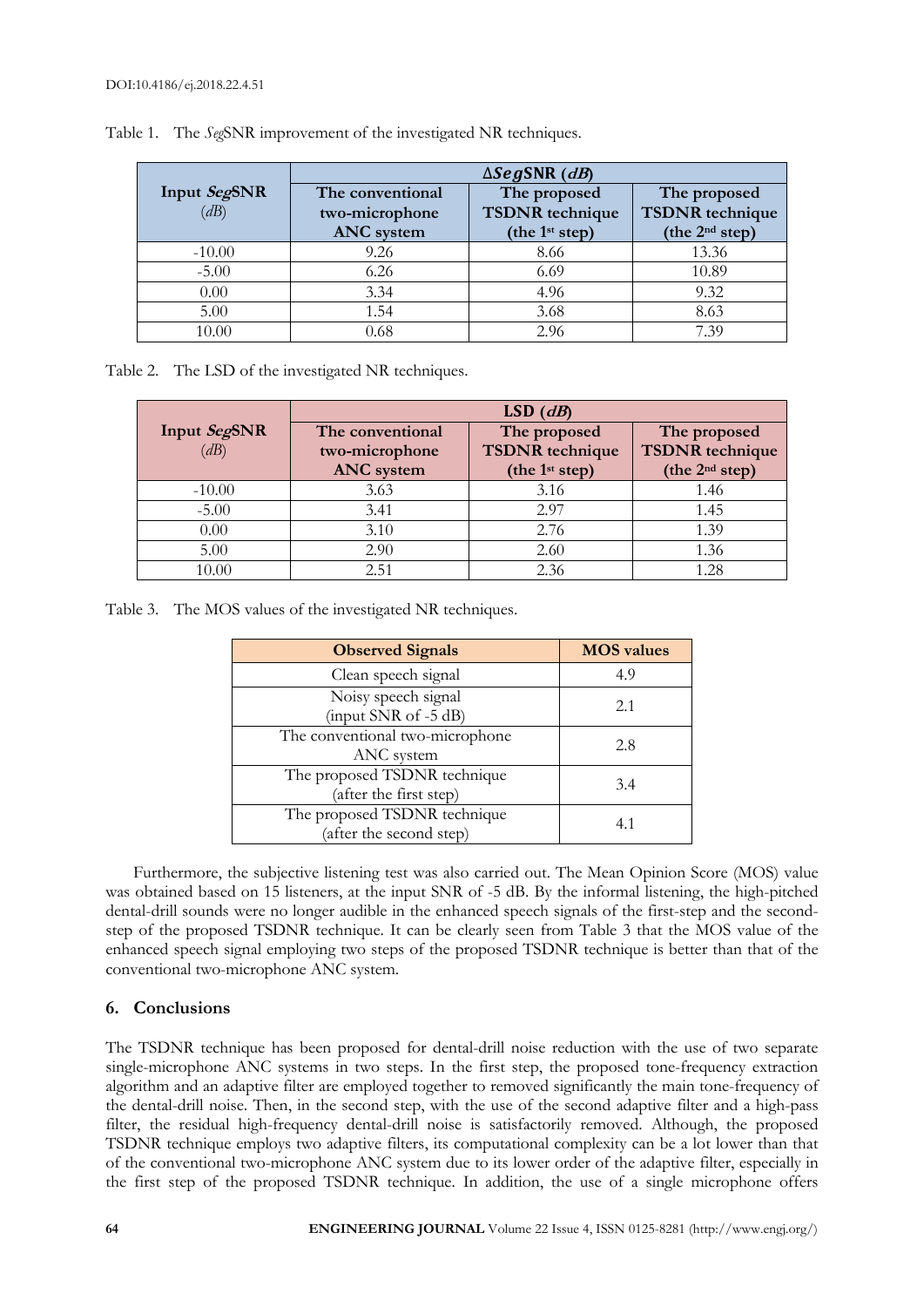Table 1. The *Seg*SNR improvement of the investigated NR techniques.

| Input *Seg*SNR (*dB*) | $\Delta SegSNR$ (*dB*) | | |
|---|---|---|---|
| | **The conventional two-microphone ANC system** | **The proposed TSDNR technique (the 1st step)** | **The proposed TSDNR technique (the 2nd step)** |
| -10.00 | 9.26 | 8.66 | 13.36 |
| -5.00 | 6.26 | 6.69 | 10.89 |
| 0.00 | 3.34 | 4.96 | 9.32 |
| 5.00 | 1.54 | 3.68 | 8.63 |
| 10.00 | 0.68 | 2.96 | 7.39 |

Table 2. The LSD of the investigated NR techniques.

| Input *Seg*SNR (*dB*) | LSD (*dB*) | | |
|---|---|---|---|
| | **The conventional two-microphone ANC system** | **The proposed TSDNR technique (the 1st step)** | **The proposed TSDNR technique (the 2nd step)** |
| -10.00 | 3.63 | 3.16 | 1.46 |
| -5.00 | 3.41 | 2.97 | 1.45 |
| 0.00 | 3.10 | 2.76 | 1.39 |
| 5.00 | 2.90 | 2.60 | 1.36 |
| 10.00 | 2.51 | 2.36 | 1.28 |

Table 3. The MOS values of the investigated NR techniques.

| Observed Signals | MOS values |
|---|---|
| Clean speech signal | 4.9 |
| Noisy speech signal (input SNR of -5 dB) | 2.1 |
| The conventional two-microphone ANC system | 2.8 |
| The proposed TSDNR technique (after the first step) | 3.4 |
| The proposed TSDNR technique (after the second step) | 4.1 |

Furthermore, the subjective listening test was also carried out. The Mean Opinion Score (MOS) value was obtained based on 15 listeners, at the input SNR of -5 dB. By the informal listening, the high-pitched dental-drill sounds were no longer audible in the enhanced speech signals of the first-step and the second-step of the proposed TSDNR technique. It can be clearly seen from Table 3 that the MOS value of the enhanced speech signal employing two steps of the proposed TSDNR technique is better than that of the conventional two-microphone ANC system.

## 6. Conclusions

The TSDNR technique has been proposed for dental-drill noise reduction with the use of two separate single-microphone ANC systems in two steps. In the first step, the proposed tone-frequency extraction algorithm and an adaptive filter are employed together to removed significantly the main tone-frequency of the dental-drill noise. Then, in the second step, with the use of the second adaptive filter and a high-pass filter, the residual high-frequency dental-drill noise is satisfactorily removed. Although, the proposed TSDNR technique employs two adaptive filters, its computational complexity can be a lot lower than that of the conventional two-microphone ANC system due to its lower order of the adaptive filter, especially in the first step of the proposed TSDNR technique. In addition, the use of a single microphone offers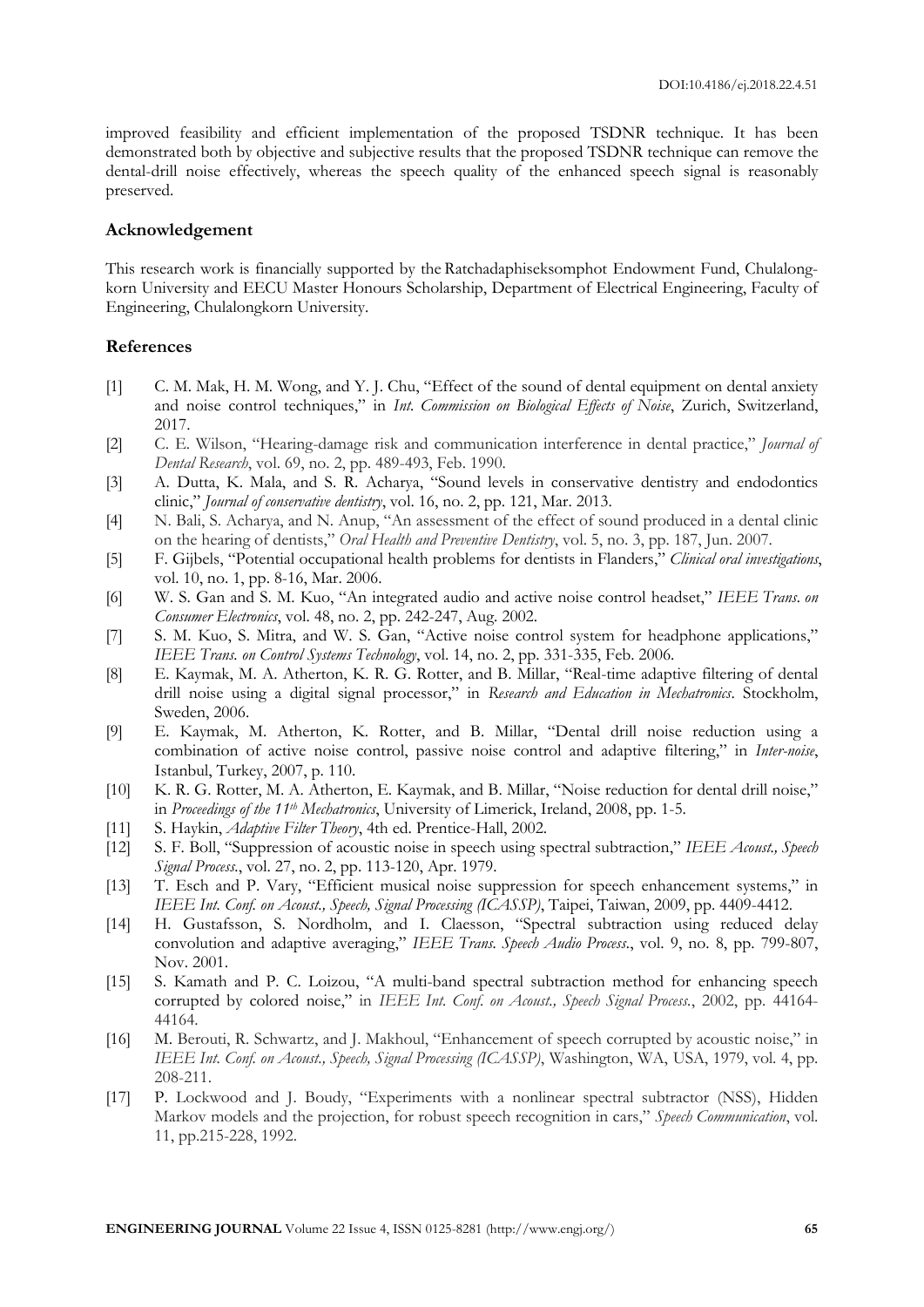improved feasibility and efficient implementation of the proposed TSDNR technique. It has been demonstrated both by objective and subjective results that the proposed TSDNR technique can remove the dental-drill noise effectively, whereas the speech quality of the enhanced speech signal is reasonably preserved.

## Acknowledgement

This research work is financially supported by the Ratchadaphiseksomphot Endowment Fund, Chulalongkorn University and EECU Master Honours Scholarship, Department of Electrical Engineering, Faculty of Engineering, Chulalongkorn University.

## References

[1] C. M. Mak, H. M. Wong, and Y. J. Chu, "Effect of the sound of dental equipment on dental anxiety and noise control techniques," in *Int. Commission on Biological Effects of Noise*, Zurich, Switzerland, 2017.

[2] C. E. Wilson, "Hearing-damage risk and communication interference in dental practice," *Journal of Dental Research*, vol. 69, no. 2, pp. 489-493, Feb. 1990.

[3] A. Dutta, K. Mala, and S. R. Acharya, "Sound levels in conservative dentistry and endodontics clinic," *Journal of conservative dentistry*, vol. 16, no. 2, pp. 121, Mar. 2013.

[4] N. Bali, S. Acharya, and N. Anup, "An assessment of the effect of sound produced in a dental clinic on the hearing of dentists," *Oral Health and Preventive Dentistry*, vol. 5, no. 3, pp. 187, Jun. 2007.

[5] F. Gijbels, "Potential occupational health problems for dentists in Flanders," *Clinical oral investigations*, vol. 10, no. 1, pp. 8-16, Mar. 2006.

[6] W. S. Gan and S. M. Kuo, "An integrated audio and active noise control headset," *IEEE Trans. on Consumer Electronics*, vol. 48, no. 2, pp. 242-247, Aug. 2002.

[7] S. M. Kuo, S. Mitra, and W. S. Gan, "Active noise control system for headphone applications," *IEEE Trans. on Control Systems Technology*, vol. 14, no. 2, pp. 331-335, Feb. 2006.

[8] E. Kaymak, M. A. Atherton, K. R. G. Rotter, and B. Millar, "Real-time adaptive filtering of dental drill noise using a digital signal processor," in *Research and Education in Mechatronics*. Stockholm, Sweden, 2006.

[9] E. Kaymak, M. Atherton, K. Rotter, and B. Millar, "Dental drill noise reduction using a combination of active noise control, passive noise control and adaptive filtering," in *Inter-noise*, Istanbul, Turkey, 2007, p. 110.

[10] K. R. G. Rotter, M. A. Atherton, E. Kaymak, and B. Millar, "Noise reduction for dental drill noise," in *Proceedings of the 11th Mechatronics*, University of Limerick, Ireland, 2008, pp. 1-5.

[11] S. Haykin, *Adaptive Filter Theory*, 4th ed. Prentice-Hall, 2002.

[12] S. F. Boll, "Suppression of acoustic noise in speech using spectral subtraction," *IEEE Acoust., Speech Signal Process.*, vol. 27, no. 2, pp. 113-120, Apr. 1979.

[13] T. Esch and P. Vary, "Efficient musical noise suppression for speech enhancement systems," in *IEEE Int. Conf. on Acoust., Speech, Signal Processing (ICASSP)*, Taipei, Taiwan, 2009, pp. 4409-4412.

[14] H. Gustafsson, S. Nordholm, and I. Claesson, "Spectral subtraction using reduced delay convolution and adaptive averaging," *IEEE Trans. Speech Audio Process.*, vol. 9, no. 8, pp. 799-807, Nov. 2001.

[15] S. Kamath and P. C. Loizou, "A multi-band spectral subtraction method for enhancing speech corrupted by colored noise," in *IEEE Int. Conf. on Acoust., Speech Signal Process.*, 2002, pp. 44164-44164.

[16] M. Berouti, R. Schwartz, and J. Makhoul, "Enhancement of speech corrupted by acoustic noise," in *IEEE Int. Conf. on Acoust., Speech, Signal Processing (ICASSP)*, Washington, WA, USA, 1979, vol. 4, pp. 208-211.

[17] P. Lockwood and J. Boudy, "Experiments with a nonlinear spectral subtractor (NSS), Hidden Markov models and the projection, for robust speech recognition in cars," *Speech Communication*, vol. 11, pp.215-228, 1992.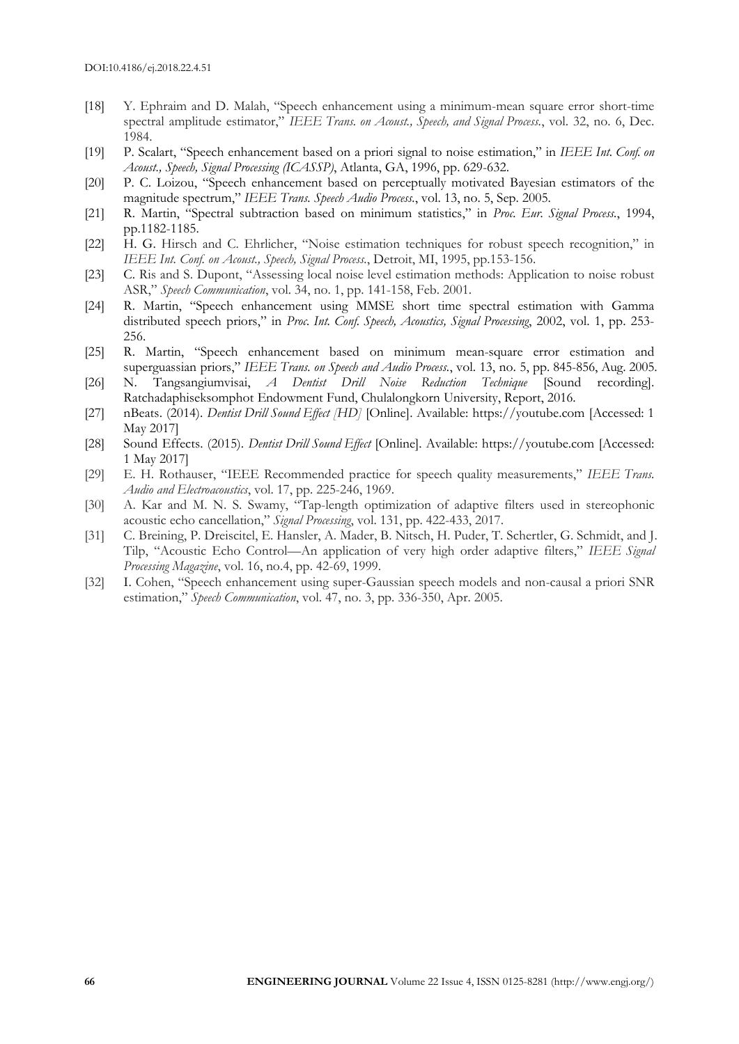[18] Y. Ephraim and D. Malah, "Speech enhancement using a minimum-mean square error short-time spectral amplitude estimator," *IEEE Trans. on Acoust., Speech, and Signal Process.*, vol. 32, no. 6, Dec. 1984.

[19] P. Scalart, "Speech enhancement based on a priori signal to noise estimation," in *IEEE Int. Conf. on Acoust., Speech, Signal Processing (ICASSP)*, Atlanta, GA, 1996, pp. 629-632.

[20] P. C. Loizou, "Speech enhancement based on perceptually motivated Bayesian estimators of the magnitude spectrum," *IEEE Trans. Speech Audio Process.*, vol. 13, no. 5, Sep. 2005.

[21] R. Martin, "Spectral subtraction based on minimum statistics," in *Proc. Eur. Signal Process.*, 1994, pp.1182-1185.

[22] H. G. Hirsch and C. Ehrlicher, "Noise estimation techniques for robust speech recognition," in *IEEE Int. Conf. on Acoust., Speech, Signal Process.*, Detroit, MI, 1995, pp.153-156.

[23] C. Ris and S. Dupont, "Assessing local noise level estimation methods: Application to noise robust ASR," *Speech Communication*, vol. 34, no. 1, pp. 141-158, Feb. 2001.

[24] R. Martin, "Speech enhancement using MMSE short time spectral estimation with Gamma distributed speech priors," in *Proc. Int. Conf. Speech, Acoustics, Signal Processing*, 2002, vol. 1, pp. 253-256.

[25] R. Martin, "Speech enhancement based on minimum mean-square error estimation and superguassian priors," *IEEE Trans. on Speech and Audio Process.*, vol. 13, no. 5, pp. 845-856, Aug. 2005.

[26] N. Tangsangiumvisai, *A Dentist Drill Noise Reduction Technique* [Sound recording]. Ratchadaphiseksomphot Endowment Fund, Chulalongkorn University, Report, 2016.

[27] nBeats. (2014). *Dentist Drill Sound Effect [HD]* [Online]. Available: https://youtube.com [Accessed: 1 May 2017]

[28] Sound Effects. (2015). *Dentist Drill Sound Effect* [Online]. Available: https://youtube.com [Accessed: 1 May 2017]

[29] E. H. Rothauser, "IEEE Recommended practice for speech quality measurements," *IEEE Trans. Audio and Electroacoustics*, vol. 17, pp. 225-246, 1969.

[30] A. Kar and M. N. S. Swamy, "Tap-length optimization of adaptive filters used in stereophonic acoustic echo cancellation," *Signal Processing*, vol. 131, pp. 422-433, 2017.

[31] C. Breining, P. Dreiscitel, E. Hansler, A. Mader, B. Nitsch, H. Puder, T. Schertler, G. Schmidt, and J. Tilp, "Acoustic Echo Control—An application of very high order adaptive filters," *IEEE Signal Processing Magazine*, vol. 16, no.4, pp. 42-69, 1999.

[32] I. Cohen, "Speech enhancement using super-Gaussian speech models and non-causal a priori SNR estimation," *Speech Communication*, vol. 47, no. 3, pp. 336-350, Apr. 2005.